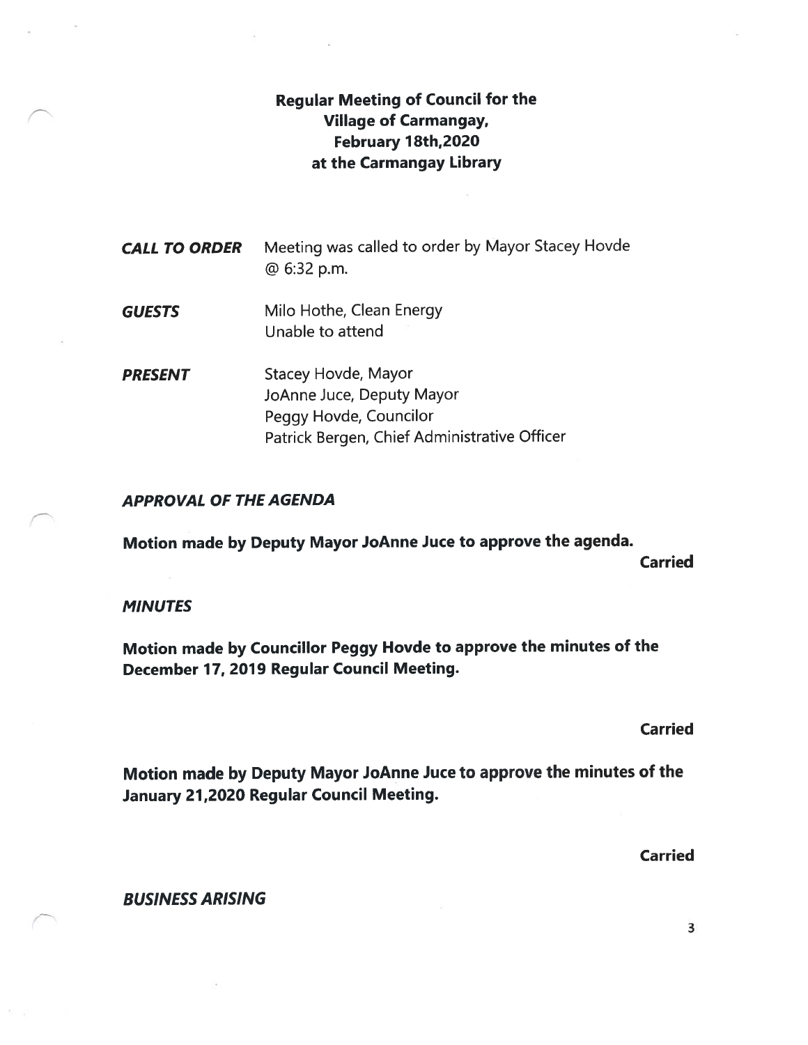# Regular Meeting of Council for the Village of Carmangay, February 18th,2020 at the Carmangay Library

***CALL TO ORDER*** Meeting was called to order by Mayor Stacey Hovde @ 6:32 p.m.

***GUESTS*** Milo Hothe, Clean Energy
Unable to attend

***PRESENT*** Stacey Hovde, Mayor
JoAnne Juce, Deputy Mayor
Peggy Hovde, Councilor
Patrick Bergen, Chief Administrative Officer

## *APPROVAL OF THE AGENDA*

**Motion made by Deputy Mayor JoAnne Juce to approve the agenda.**

**Carried**

## *MINUTES*

**Motion made by Councillor Peggy Hovde to approve the minutes of the December 17, 2019 Regular Council Meeting.**

**Carried**

**Motion made by Deputy Mayor JoAnne Juce to approve the minutes of the January 21,2020 Regular Council Meeting.**

**Carried**

## *BUSINESS ARISING*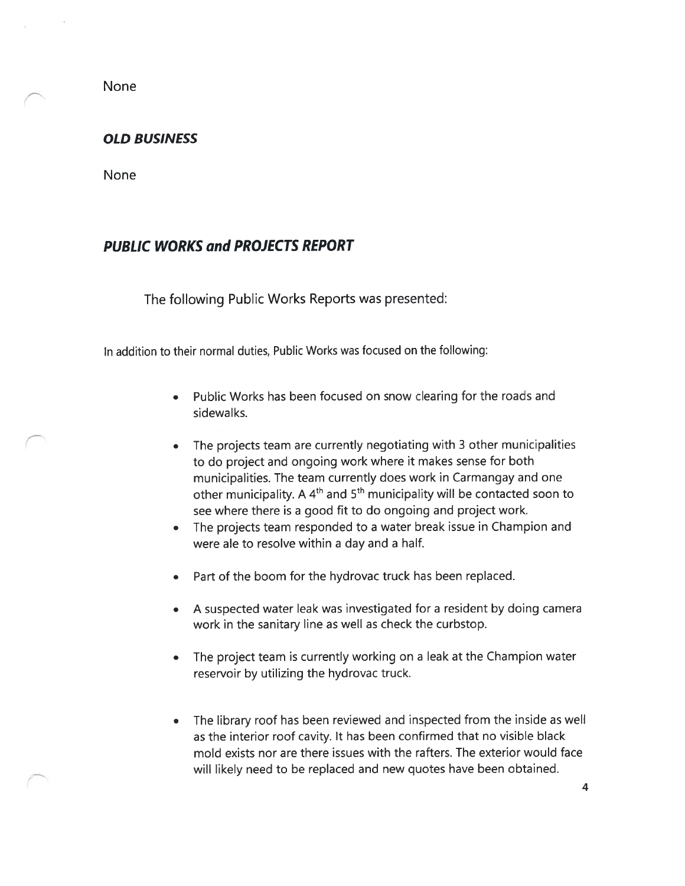None

### *OLD BUSINESS*

None

## *PUBLIC WORKS and PROJECTS REPORT*

The following Public Works Reports was presented:

In addition to their normal duties, Public Works was focused on the following:

- Public Works has been focused on snow clearing for the roads and sidewalks.
- The projects team are currently negotiating with 3 other municipalities to do project and ongoing work where it makes sense for both municipalities. The team currently does work in Carmangay and one other municipality. A 4th and 5th municipality will be contacted soon to see where there is a good fit to do ongoing and project work.
- The projects team responded to a water break issue in Champion and were ale to resolve within a day and a half.
- Part of the boom for the hydrovac truck has been replaced.
- A suspected water leak was investigated for a resident by doing camera work in the sanitary line as well as check the curbstop.
- The project team is currently working on a leak at the Champion water reservoir by utilizing the hydrovac truck.
- The library roof has been reviewed and inspected from the inside as well as the interior roof cavity. It has been confirmed that no visible black mold exists nor are there issues with the rafters. The exterior would face will likely need to be replaced and new quotes have been obtained.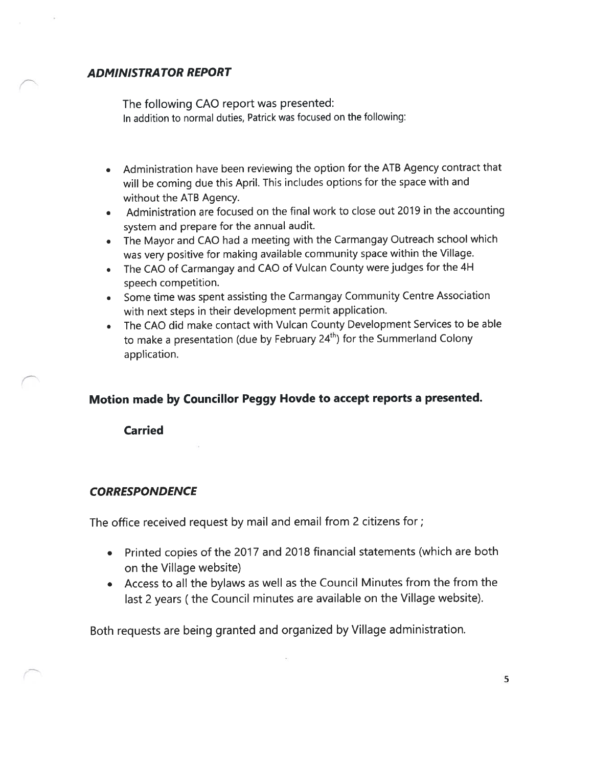### *ADMINISTRATOR REPORT*

The following CAO report was presented:
In addition to normal duties, Patrick was focused on the following:

- Administration have been reviewing the option for the ATB Agency contract that will be coming due this April. This includes options for the space with and without the ATB Agency.
- Administration are focused on the final work to close out 2019 in the accounting system and prepare for the annual audit.
- The Mayor and CAO had a meeting with the Carmangay Outreach school which was very positive for making available community space within the Village.
- The CAO of Carmangay and CAO of Vulcan County were judges for the 4H speech competition.
- Some time was spent assisting the Carmangay Community Centre Association with next steps in their development permit application.
- The CAO did make contact with Vulcan County Development Services to be able to make a presentation (due by February 24th) for the Summerland Colony application.

**Motion made by Councillor Peggy Hovde to accept reports a presented.**

**Carried**

### *CORRESPONDENCE*

The office received request by mail and email from 2 citizens for ;

- Printed copies of the 2017 and 2018 financial statements (which are both on the Village website)
- Access to all the bylaws as well as the Council Minutes from the from the last 2 years ( the Council minutes are available on the Village website).

Both requests are being granted and organized by Village administration.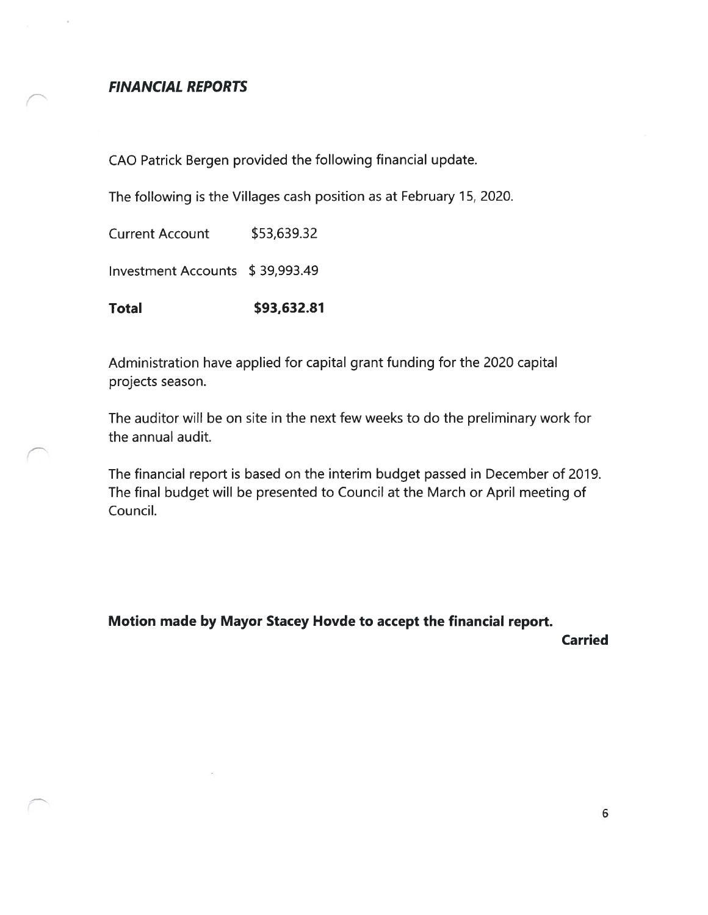## ***FINANCIAL REPORTS***

CAO Patrick Bergen provided the following financial update.

The following is the Villages cash position as at February 15, 2020.

| | |
|---|---|
| Current Account | $53,639.32 |
| Investment Accounts | $ 39,993.49 |
| **Total** | **$93,632.81** |

Administration have applied for capital grant funding for the 2020 capital projects season.

The auditor will be on site in the next few weeks to do the preliminary work for the annual audit.

The financial report is based on the interim budget passed in December of 2019. The final budget will be presented to Council at the March or April meeting of Council.

**Motion made by Mayor Stacey Hovde to accept the financial report.**

**Carried**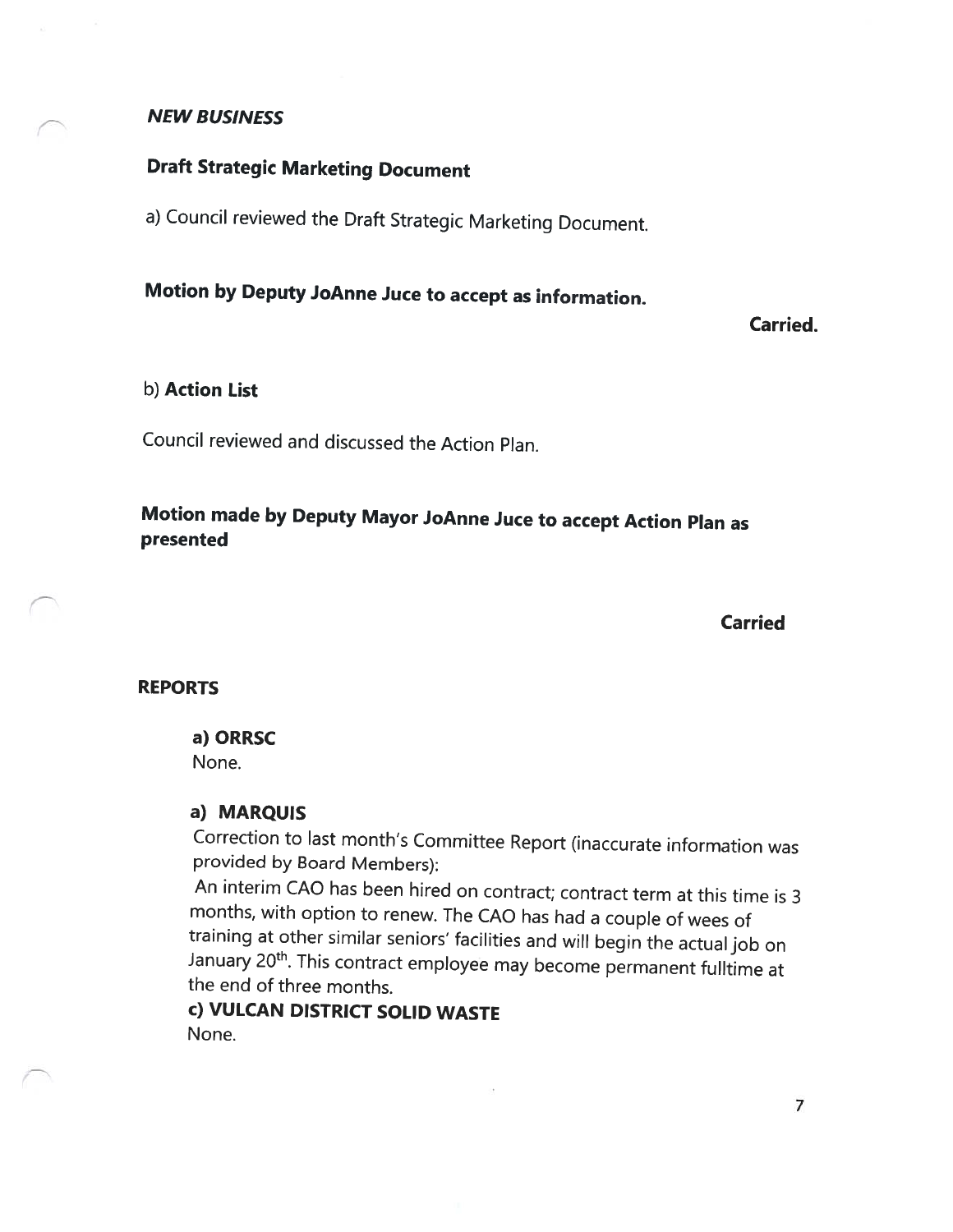***NEW BUSINESS***

**Draft Strategic Marketing Document**

a) Council reviewed the Draft Strategic Marketing Document.

**Motion by Deputy JoAnne Juce to accept as information.**

**Carried.**

b) **Action List**

Council reviewed and discussed the Action Plan.

**Motion made by Deputy Mayor JoAnne Juce to accept Action Plan as presented**

**Carried**

**REPORTS**

**a) ORRSC**
None.

**a) MARQUIS**
Correction to last month's Committee Report (inaccurate information was provided by Board Members):
An interim CAO has been hired on contract; contract term at this time is 3 months, with option to renew. The CAO has had a couple of wees of training at other similar seniors' facilities and will begin the actual job on January 20th. This contract employee may become permanent fulltime at the end of three months.

**c) VULCAN DISTRICT SOLID WASTE**
None.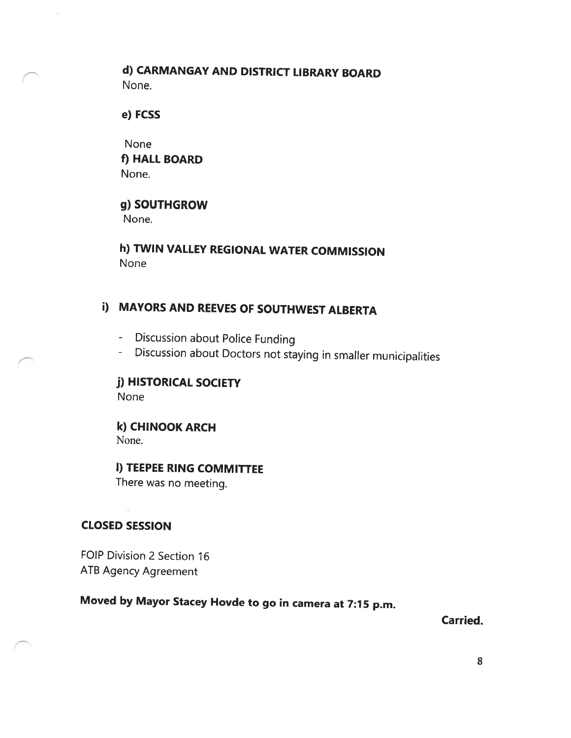**d) CARMANGAY AND DISTRICT LIBRARY BOARD**
None.

**e) FCSS**

None

**f) HALL BOARD**
None.

**g) SOUTHGROW**
None.

**h) TWIN VALLEY REGIONAL WATER COMMISSION**
None

**i) MAYORS AND REEVES OF SOUTHWEST ALBERTA**

- Discussion about Police Funding
- Discussion about Doctors not staying in smaller municipalities

**j) HISTORICAL SOCIETY**
None

**k) CHINOOK ARCH**
None.

**l) TEEPEE RING COMMITTEE**
There was no meeting.

**CLOSED SESSION**

FOIP Division 2 Section 16
ATB Agency Agreement

**Moved by Mayor Stacey Hovde to go in camera at 7:15 p.m.**

**Carried.**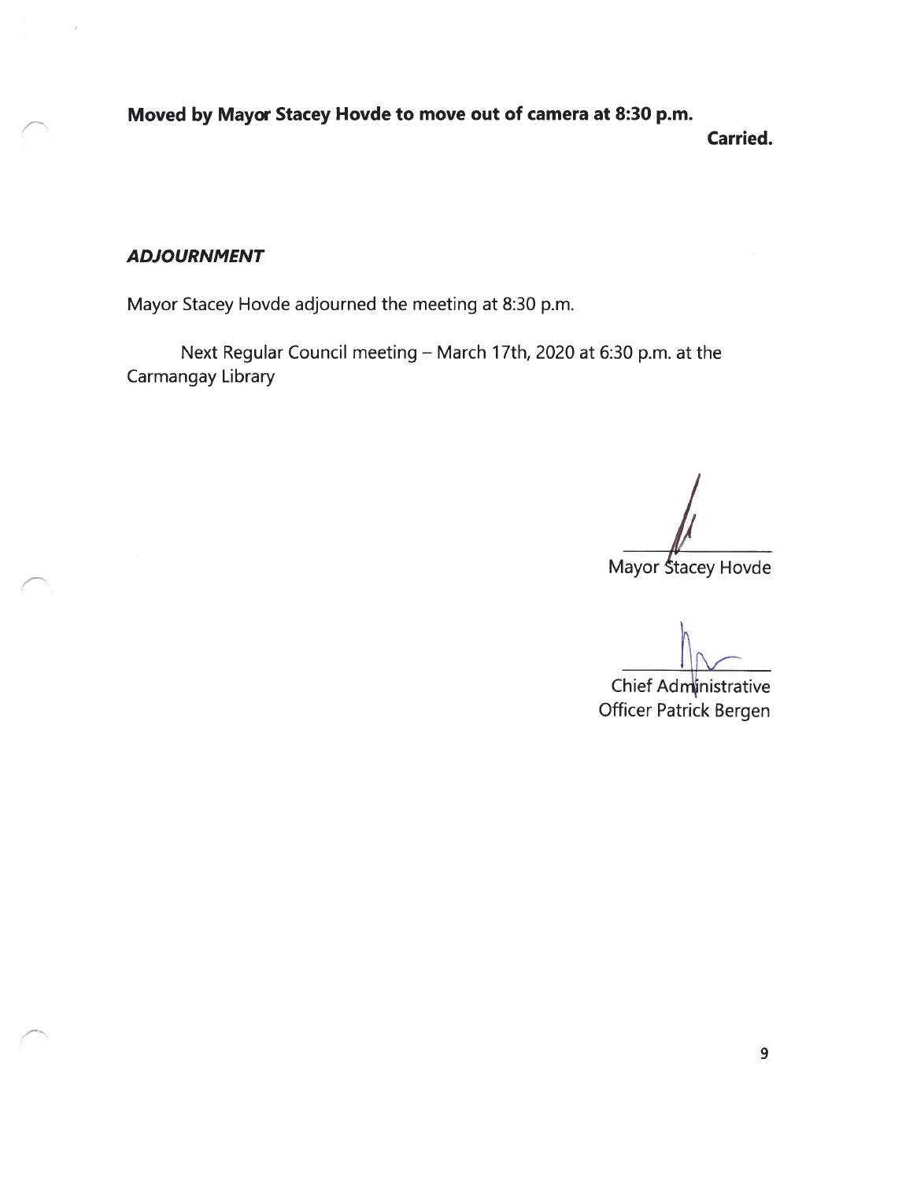**Moved by Mayor Stacey Hovde to move out of camera at 8:30 p.m.**

**Carried.**

***ADJOURNMENT***

Mayor Stacey Hovde adjourned the meeting at 8:30 p.m.

Next Regular Council meeting – March 17th, 2020 at 6:30 p.m. at the Carmangay Library

Mayor Stacey Hovde

Chief Administrative Officer Patrick Bergen